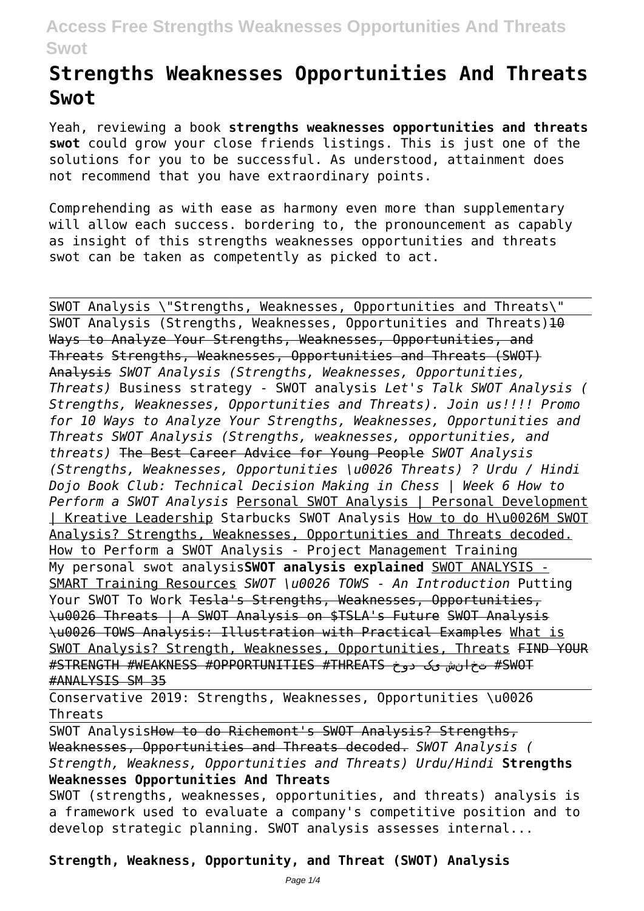# Strengths Weaknesses Opportunities And Threats Swot

Yeah, reviewing a book **strengths weaknesses opportunities and threats swot** could grow your close friends listings. This is just one of the solutions for you to be successful. As understood, attainment does not recommend that you have extraordinary points.

Comprehending as with ease as harmony even more than supplementary will allow each success. bordering to, the pronouncement as capably as insight of this strengths weaknesses opportunities and threats swot can be taken as competently as picked to act.

SWOT Analysis "Strengths, Weaknesses, Opportunities and Threats" SWOT Analysis (Strengths, Weaknesses, Opportunities and Threats) 10 Ways to Analyze Your Strengths, Weaknesses, Opportunities, and Threats Strengths, Weaknesses, Opportunities and Threats (SWOT) Analysis *SWOT Analysis (Strengths, Weaknesses, Opportunities, Threats)* Business strategy - SWOT analysis *Let's Talk SWOT Analysis ( Strengths, Weaknesses, Opportunities and Threats). Join us!!!! Promo for 10 Ways to Analyze Your Strengths, Weaknesses, Opportunities and Threats SWOT Analysis (Strengths, weaknesses, opportunities, and threats)* The Best Career Advice for Young People *SWOT Analysis (Strengths, Weaknesses, Opportunities \u0026 Threats) ? Urdu / Hindi Dojo Book Club: Technical Decision Making in Chess | Week 6 How to Perform a SWOT Analysis* Personal SWOT Analysis | Personal Development | Kreative Leadership Starbucks SWOT Analysis How to do H\u0026M SWOT Analysis? Strengths, Weaknesses, Opportunities and Threats decoded. How to Perform a SWOT Analysis - Project Management Training My personal swot analysis **SWOT analysis explained** SWOT ANALYSIS - SMART Training Resources *SWOT \u0026 TOWS - An Introduction* Putting Your SWOT To Work Tesla's Strengths, Weaknesses, Opportunities, \u0026 Threats | A SWOT Analysis on $TSLA's Future SWOT Analysis \u0026 TOWS Analysis: Illustration with Practical Examples What is SWOT Analysis? Strength, Weaknesses, Opportunities, Threats FIND YOUR #STRENGTH #WEAKNESS #OPPORTUNITIES #THREATS خود کی شناخت #SWOT #ANALYSIS SM 35

Conservative 2019: Strengths, Weaknesses, Opportunities \u0026 Threats

SWOT Analysis How to do Richemont's SWOT Analysis? Strengths, Weaknesses, Opportunities and Threats decoded. *SWOT Analysis ( Strength, Weakness, Opportunities and Threats) Urdu/Hindi* **Strengths Weaknesses Opportunities And Threats**

SWOT (strengths, weaknesses, opportunities, and threats) analysis is a framework used to evaluate a company's competitive position and to develop strategic planning. SWOT analysis assesses internal...

**Strength, Weakness, Opportunity, and Threat (SWOT) Analysis**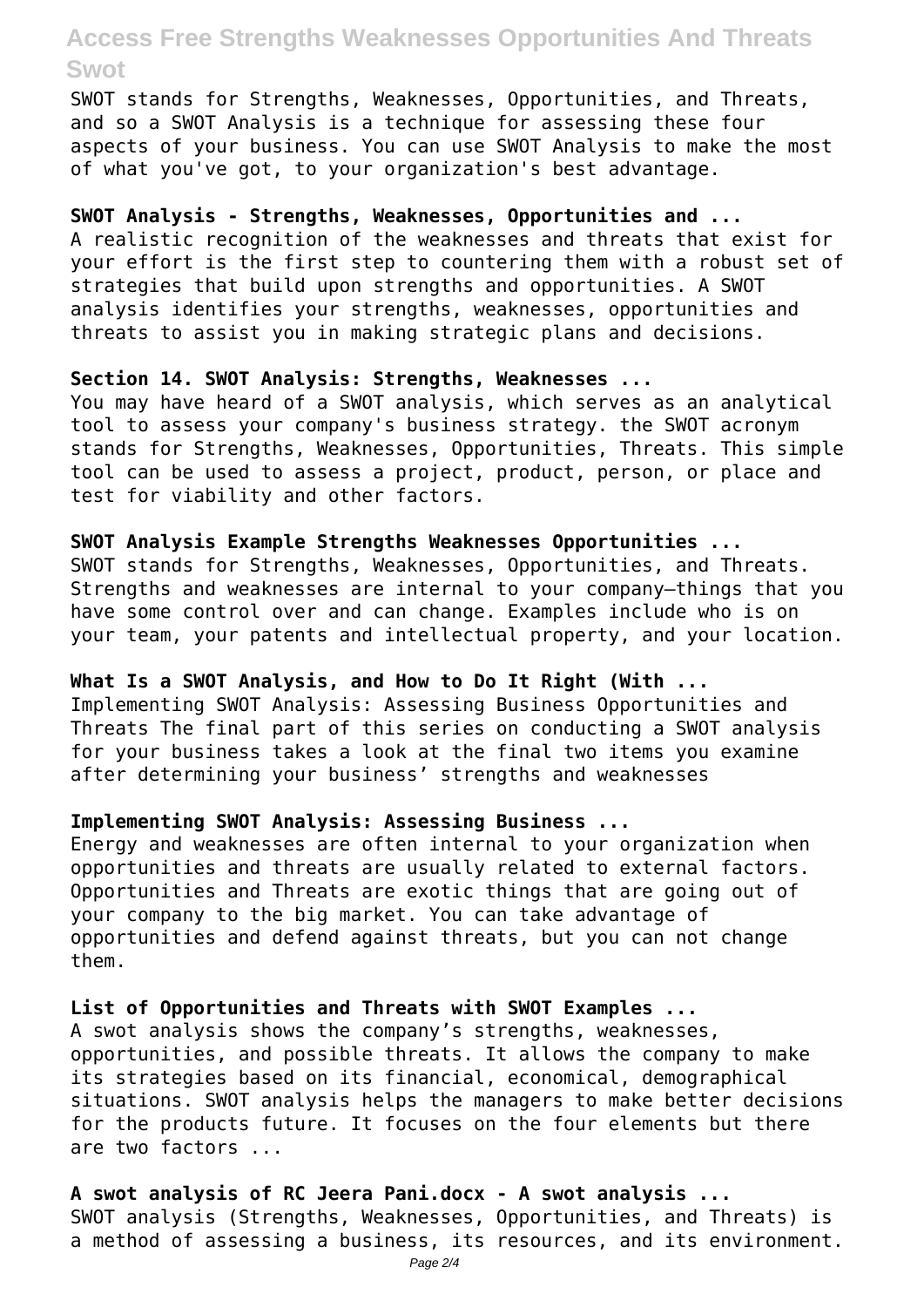SWOT stands for Strengths, Weaknesses, Opportunities, and Threats, and so a SWOT Analysis is a technique for assessing these four aspects of your business. You can use SWOT Analysis to make the most of what you've got, to your organization's best advantage.

**SWOT Analysis - Strengths, Weaknesses, Opportunities and ...**
A realistic recognition of the weaknesses and threats that exist for your effort is the first step to countering them with a robust set of strategies that build upon strengths and opportunities. A SWOT analysis identifies your strengths, weaknesses, opportunities and threats to assist you in making strategic plans and decisions.

**Section 14. SWOT Analysis: Strengths, Weaknesses ...**
You may have heard of a SWOT analysis, which serves as an analytical tool to assess your company's business strategy. the SWOT acronym stands for Strengths, Weaknesses, Opportunities, Threats. This simple tool can be used to assess a project, product, person, or place and test for viability and other factors.

**SWOT Analysis Example Strengths Weaknesses Opportunities ...**
SWOT stands for Strengths, Weaknesses, Opportunities, and Threats. Strengths and weaknesses are internal to your company—things that you have some control over and can change. Examples include who is on your team, your patents and intellectual property, and your location.

**What Is a SWOT Analysis, and How to Do It Right (With ...**
Implementing SWOT Analysis: Assessing Business Opportunities and Threats The final part of this series on conducting a SWOT analysis for your business takes a look at the final two items you examine after determining your business' strengths and weaknesses

**Implementing SWOT Analysis: Assessing Business ...**
Energy and weaknesses are often internal to your organization when opportunities and threats are usually related to external factors. Opportunities and Threats are exotic things that are going out of your company to the big market. You can take advantage of opportunities and defend against threats, but you can not change them.

**List of Opportunities and Threats with SWOT Examples ...**
A swot analysis shows the company's strengths, weaknesses, opportunities, and possible threats. It allows the company to make its strategies based on its financial, economical, demographical situations. SWOT analysis helps the managers to make better decisions for the products future. It focuses on the four elements but there are two factors ...

**A swot analysis of RC Jeera Pani.docx - A swot analysis ...**
SWOT analysis (Strengths, Weaknesses, Opportunities, and Threats) is a method of assessing a business, its resources, and its environment.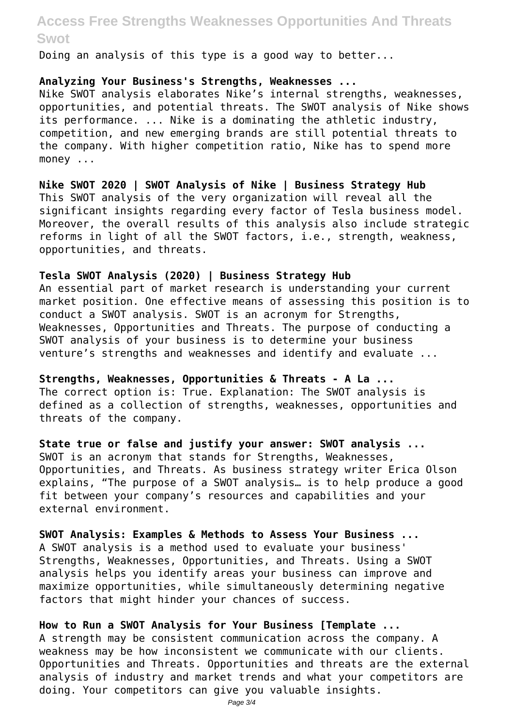Doing an analysis of this type is a good way to better...

**Analyzing Your Business's Strengths, Weaknesses ...**
Nike SWOT analysis elaborates Nike's internal strengths, weaknesses, opportunities, and potential threats. The SWOT analysis of Nike shows its performance. ... Nike is a dominating the athletic industry, competition, and new emerging brands are still potential threats to the company. With higher competition ratio, Nike has to spend more money ...

**Nike SWOT 2020 | SWOT Analysis of Nike | Business Strategy Hub**
This SWOT analysis of the very organization will reveal all the significant insights regarding every factor of Tesla business model. Moreover, the overall results of this analysis also include strategic reforms in light of all the SWOT factors, i.e., strength, weakness, opportunities, and threats.

**Tesla SWOT Analysis (2020) | Business Strategy Hub**
An essential part of market research is understanding your current market position. One effective means of assessing this position is to conduct a SWOT analysis. SWOT is an acronym for Strengths, Weaknesses, Opportunities and Threats. The purpose of conducting a SWOT analysis of your business is to determine your business venture's strengths and weaknesses and identify and evaluate ...

**Strengths, Weaknesses, Opportunities & Threats - A La ...**
The correct option is: True. Explanation: The SWOT analysis is defined as a collection of strengths, weaknesses, opportunities and threats of the company.

**State true or false and justify your answer: SWOT analysis ...**
SWOT is an acronym that stands for Strengths, Weaknesses, Opportunities, and Threats. As business strategy writer Erica Olson explains, "The purpose of a SWOT analysis… is to help produce a good fit between your company's resources and capabilities and your external environment.

**SWOT Analysis: Examples & Methods to Assess Your Business ...**
A SWOT analysis is a method used to evaluate your business' Strengths, Weaknesses, Opportunities, and Threats. Using a SWOT analysis helps you identify areas your business can improve and maximize opportunities, while simultaneously determining negative factors that might hinder your chances of success.

**How to Run a SWOT Analysis for Your Business [Template ...**
A strength may be consistent communication across the company. A weakness may be how inconsistent we communicate with our clients. Opportunities and Threats. Opportunities and threats are the external analysis of industry and market trends and what your competitors are doing. Your competitors can give you valuable insights.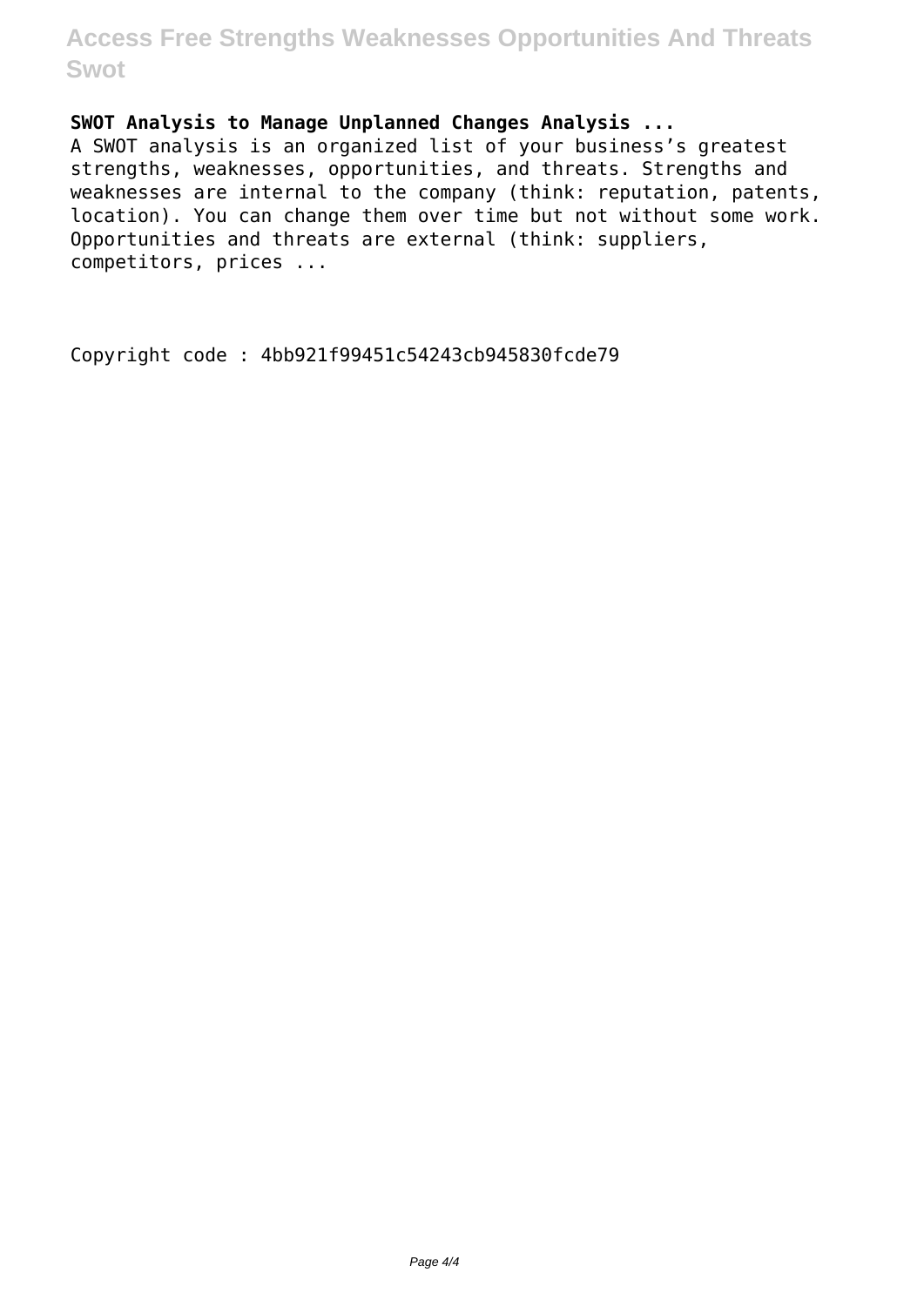**SWOT Analysis to Manage Unplanned Changes Analysis ...**

A SWOT analysis is an organized list of your business's greatest strengths, weaknesses, opportunities, and threats. Strengths and weaknesses are internal to the company (think: reputation, patents, location). You can change them over time but not without some work. Opportunities and threats are external (think: suppliers, competitors, prices ...

Copyright code : 4bb921f99451c54243cb945830fcde79